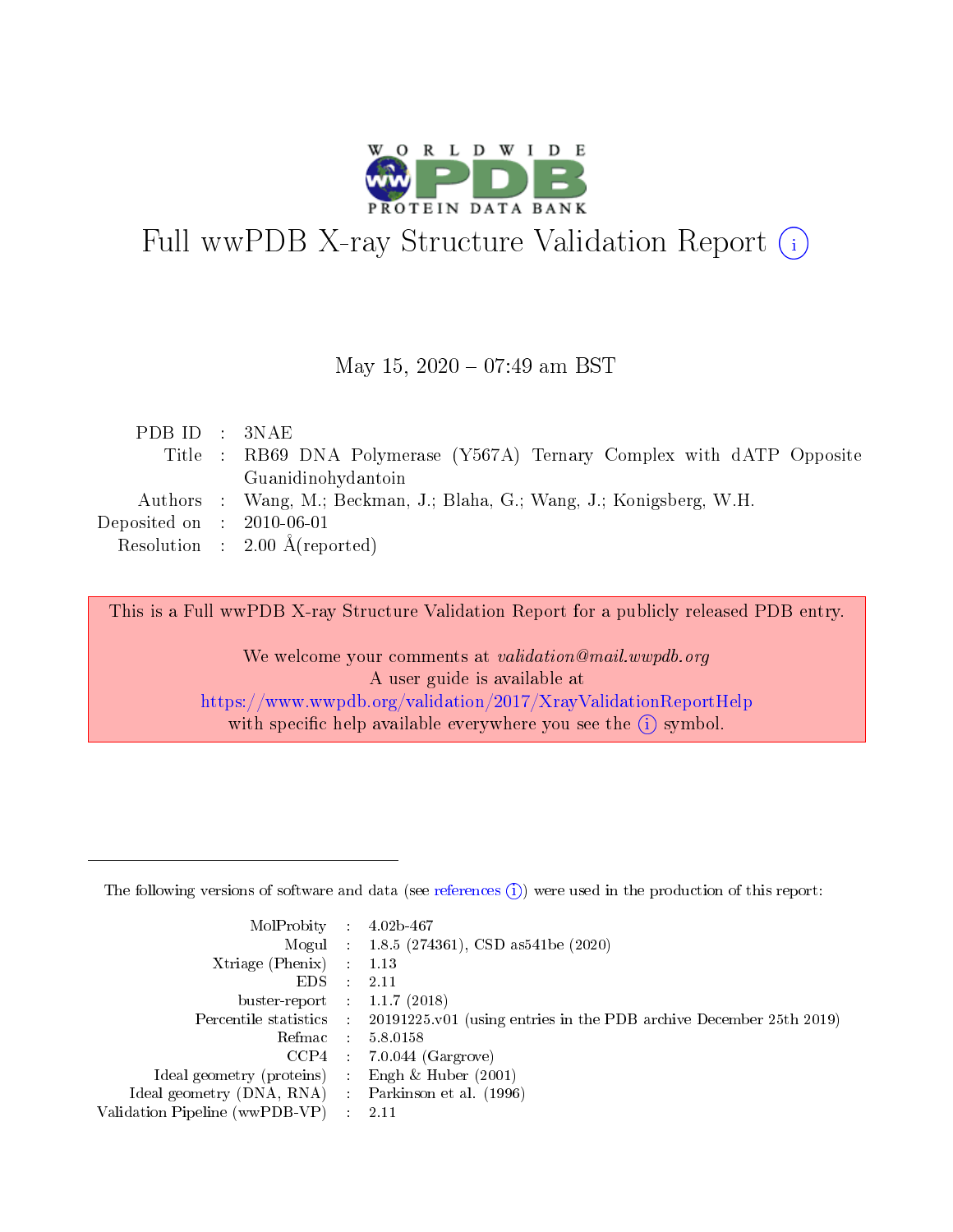# Full wwPDB X-ray Structure Validation Report (i)

May 15, 2020 – 07:49 am BST

| | | |
|---|---|---|
| PDB ID | : | 3NAE |
| Title | : | RB69 DNA Polymerase (Y567A) Ternary Complex with dATP Opposite Guanidinohydantoin |
| Authors | : | Wang, M.; Beckman, J.; Blaha, G.; Wang, J.; Konigsberg, W.H. |
| Deposited on | : | 2010-06-01 |
| Resolution | : | 2.00 Å(reported) |

This is a Full wwPDB X-ray Structure Validation Report for a publicly released PDB entry.

We welcome your comments at *validation@mail.wwpdb.org*
A user guide is available at
https://www.wwpdb.org/validation/2017/XrayValidationReportHelp
with specific help available everywhere you see the (i) symbol.

---

The following versions of software and data (see references (i)) were used in the production of this report:

| | | |
|---|---|---|
| MolProbity | : | 4.02b-467 |
| Mogul | : | 1.8.5 (274361), CSD as541be (2020) |
| Xtriage (Phenix) | : | 1.13 |
| EDS | : | 2.11 |
| buster-report | : | 1.1.7 (2018) |
| Percentile statistics | : | 20191225.v01 (using entries in the PDB archive December 25th 2019) |
| Refmac | : | 5.8.0158 |
| CCP4 | : | 7.0.044 (Gargrove) |
| Ideal geometry (proteins) | : | Engh & Huber (2001) |
| Ideal geometry (DNA, RNA) | : | Parkinson et al. (1996) |
| Validation Pipeline (wwPDB-VP) | : | 2.11 |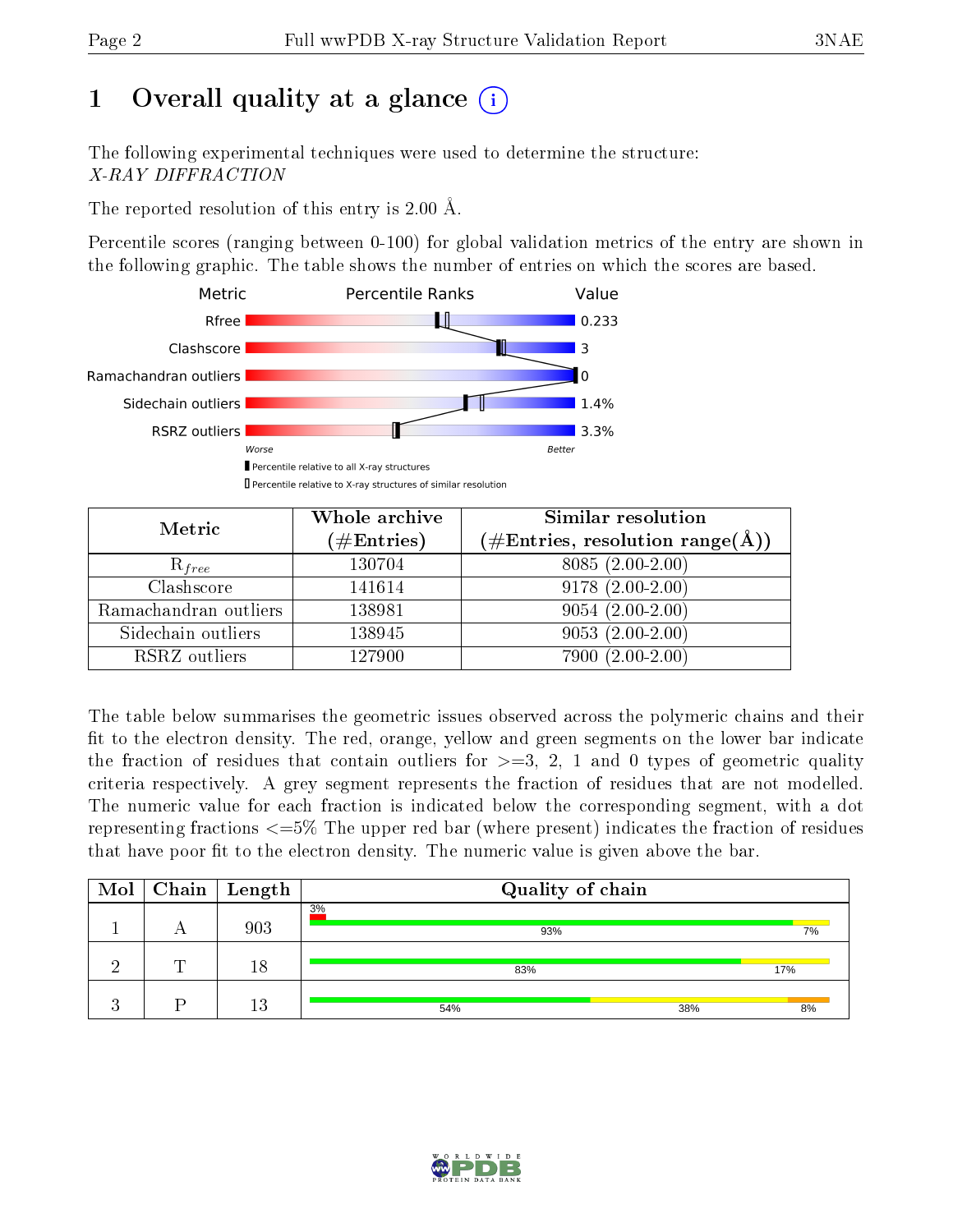# 1 Overall quality at a glance (i)

The following experimental techniques were used to determine the structure:
*X-RAY DIFFRACTION*

The reported resolution of this entry is 2.00 Å.

Percentile scores (ranging between 0-100) for global validation metrics of the entry are shown in the following graphic. The table shows the number of entries on which the scores are based.

| Metric | Value |
|---|---|
| Rfree | 0.233 |
| Clashscore | 3 |
| Ramachandran outliers | 0 |
| Sidechain outliers | 1.4% |
| RSRZ outliers | 3.3% |

Worse — Better

▮ Percentile relative to all X-ray structures
▯ Percentile relative to X-ray structures of similar resolution

| Metric | Whole archive (#Entries) | Similar resolution (#Entries, resolution range(Å)) |
|---|---|---|
| $R_{free}$ | 130704 | 8085 (2.00-2.00) |
| Clashscore | 141614 | 9178 (2.00-2.00) |
| Ramachandran outliers | 138981 | 9054 (2.00-2.00) |
| Sidechain outliers | 138945 | 9053 (2.00-2.00) |
| RSRZ outliers | 127900 | 7900 (2.00-2.00) |

The table below summarises the geometric issues observed across the polymeric chains and their fit to the electron density. The red, orange, yellow and green segments on the lower bar indicate the fraction of residues that contain outliers for >=3, 2, 1 and 0 types of geometric quality criteria respectively. A grey segment represents the fraction of residues that are not modelled. The numeric value for each fraction is indicated below the corresponding segment, with a dot representing fractions <=5% The upper red bar (where present) indicates the fraction of residues that have poor fit to the electron density. The numeric value is given above the bar.

| Mol | Chain | Length | Quality of chain |
|---|---|---|---|
| 1 | A | 903 | 3% (poor fit); 93% green, 7% yellow |
| 2 | T | 18 | 83% green, 17% yellow |
| 3 | P | 13 | 54% green, 38% yellow, 8% orange |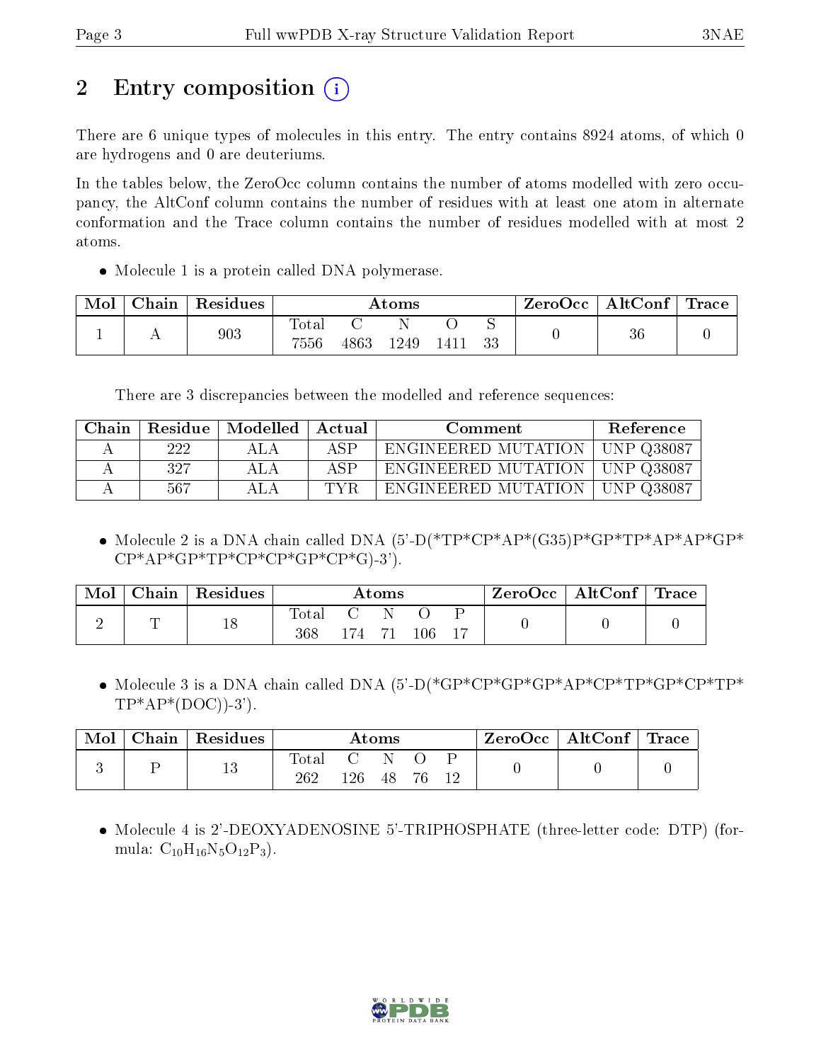# 2 Entry composition (i)

There are 6 unique types of molecules in this entry. The entry contains 8924 atoms, of which 0 are hydrogens and 0 are deuteriums.

In the tables below, the ZeroOcc column contains the number of atoms modelled with zero occupancy, the AltConf column contains the number of residues with at least one atom in alternate conformation and the Trace column contains the number of residues modelled with at most 2 atoms.

- Molecule 1 is a protein called DNA polymerase.

| Mol | Chain | Residues | Atoms | | | | | ZeroOcc | AltConf | Trace |
|---|---|---|---|---|---|---|---|---|---|---|
| 1 | A | 903 | Total<br>7556 | C<br>4863 | N<br>1249 | O<br>1411 | S<br>33 | 0 | 36 | 0 |

There are 3 discrepancies between the modelled and reference sequences:

| Chain | Residue | Modelled | Actual | Comment | Reference |
|---|---|---|---|---|---|
| A | 222 | ALA | ASP | ENGINEERED MUTATION | UNP Q38087 |
| A | 327 | ALA | ASP | ENGINEERED MUTATION | UNP Q38087 |
| A | 567 | ALA | TYR | ENGINEERED MUTATION | UNP Q38087 |

- Molecule 2 is a DNA chain called DNA (5'-D(*TP*CP*AP*(G35)P*GP*TP*AP*AP*GP*CP*AP*GP*TP*CP*CP*GP*CP*G)-3').

| Mol | Chain | Residues | Atoms | | | | | ZeroOcc | AltConf | Trace |
|---|---|---|---|---|---|---|---|---|---|---|
| 2 | T | 18 | Total<br>368 | C<br>174 | N<br>71 | O<br>106 | P<br>17 | 0 | 0 | 0 |

- Molecule 3 is a DNA chain called DNA (5'-D(*GP*CP*GP*GP*AP*CP*TP*GP*CP*TP*TP*AP*(DOC))-3').

| Mol | Chain | Residues | Atoms | | | | | ZeroOcc | AltConf | Trace |
|---|---|---|---|---|---|---|---|---|---|---|
| 3 | P | 13 | Total<br>262 | C<br>126 | N<br>48 | O<br>76 | P<br>12 | 0 | 0 | 0 |

- Molecule 4 is 2'-DEOXYADENOSINE 5'-TRIPHOSPHATE (three-letter code: DTP) (formula: $C_{10}H_{16}N_5O_{12}P_3$).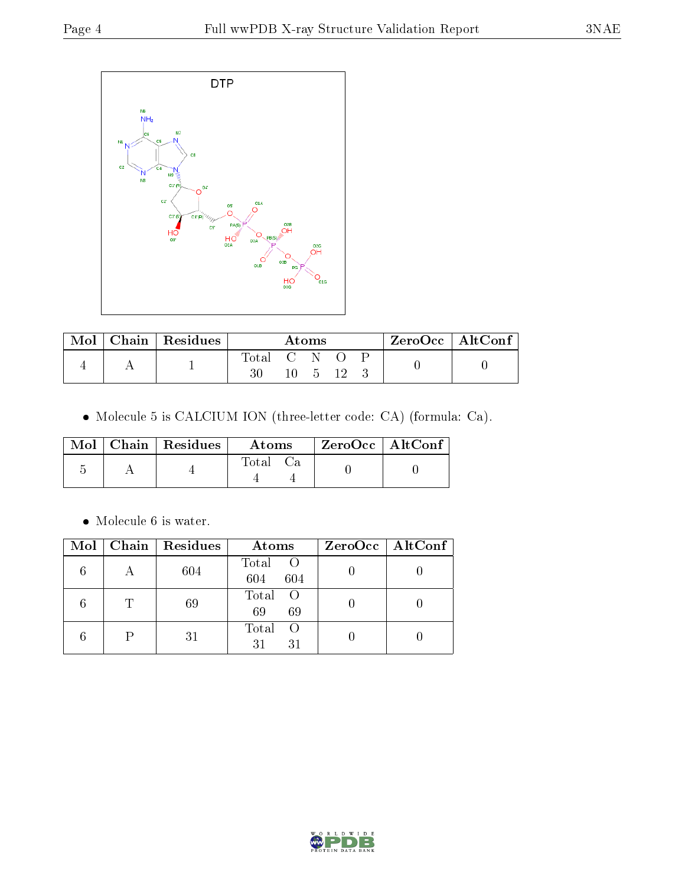| Mol | Chain | Residues | Atoms | | | | | ZeroOcc | AltConf |
|---|---|---|---|---|---|---|---|---|---|
| | | | Total | C | N | O | P | | |
| 4 | A | 1 | 30 | 10 | 5 | 12 | 3 | 0 | 0 |

- Molecule 5 is CALCIUM ION (three-letter code: CA) (formula: Ca).

| Mol | Chain | Residues | Atoms | | ZeroOcc | AltConf |
|---|---|---|---|---|---|---|
| | | | Total | Ca | | |
| 5 | A | 4 | 4 | 4 | 0 | 0 |

- Molecule 6 is water.

| Mol | Chain | Residues | Atoms | | ZeroOcc | AltConf |
|---|---|---|---|---|---|---|
| | | | Total | O | | |
| 6 | A | 604 | 604 | 604 | 0 | 0 |
| 6 | T | 69 | 69 | 69 | 0 | 0 |
| 6 | P | 31 | 31 | 31 | 0 | 0 |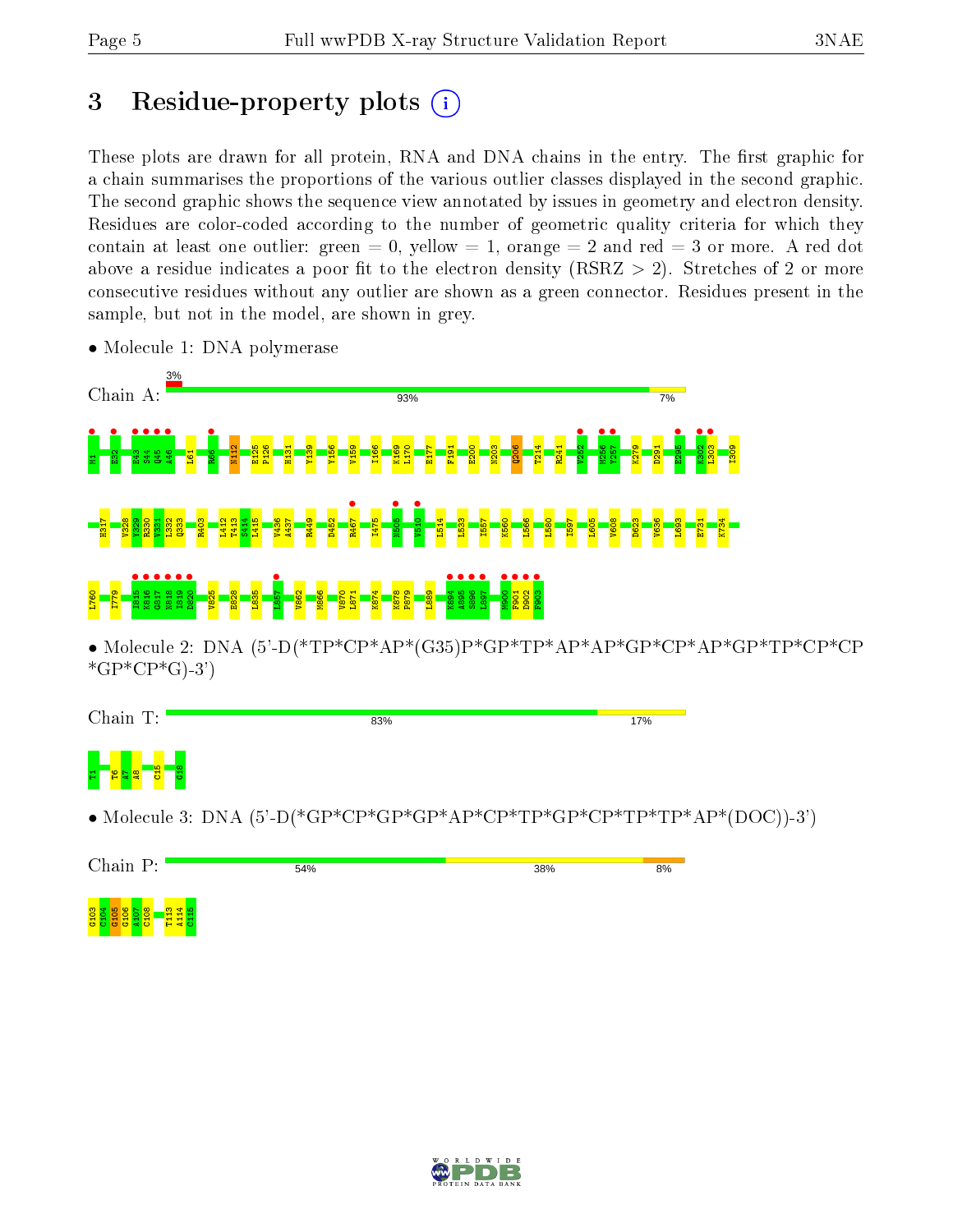# 3 Residue-property plots

These plots are drawn for all protein, RNA and DNA chains in the entry. The first graphic for a chain summarises the proportions of the various outlier classes displayed in the second graphic. The second graphic shows the sequence view annotated by issues in geometry and electron density. Residues are color-coded according to the number of geometric quality criteria for which they contain at least one outlier: green = 0, yellow = 1, orange = 2 and red = 3 or more. A red dot above a residue indicates a poor fit to the electron density (RSRZ > 2). Stretches of 2 or more consecutive residues without any outlier are shown as a green connector. Residues present in the sample, but not in the model, are shown in grey.

- Molecule 1: DNA polymerase

Chain A: 3% | 93% | 7%

M1 E32 E43 S44 Q45 A46 L61 R66 N112 E125 P126 H131 Y139 Y156 V159 I166 K169 L170 E177 F191 E200 N203 Q206 T214 R241 V252 M256 Y257 K279 D291 E295 K302 L303 I309 H317 V328 Y329 R330 V331 L332 Q333 R403 L412 T413 S414 L415 V436 A437 R449 D452 R467 I475 N505 V510 L514 L533 I557 K560 L566 L580 I597 L605 V608 D623 V636 L693 E731 K734 L760 I779 I815 K816 G817 N818 I819 D820 V825 E828 L835 L857 V862 M866 V870 L871 K874 K878 P879 L889 K894 A895 S896 L897 M900 F901 D902 F903

- Molecule 2: DNA (5'-D(*TP*CP*AP*(G35)P*GP*TP*AP*AP*GP*CP*AP*GP*TP*CP*CP*GP*CP*G)-3')

Chain T: 83% | 17%

T1 T6 A7 A8 C15 G18

- Molecule 3: DNA (5'-D(*GP*CP*GP*GP*AP*CP*TP*GP*CP*TP*TP*AP*(DOC))-3')

Chain P: 54% | 38% | 8%

G103 C104 G105 G106 A107 C108 T113 A114 C115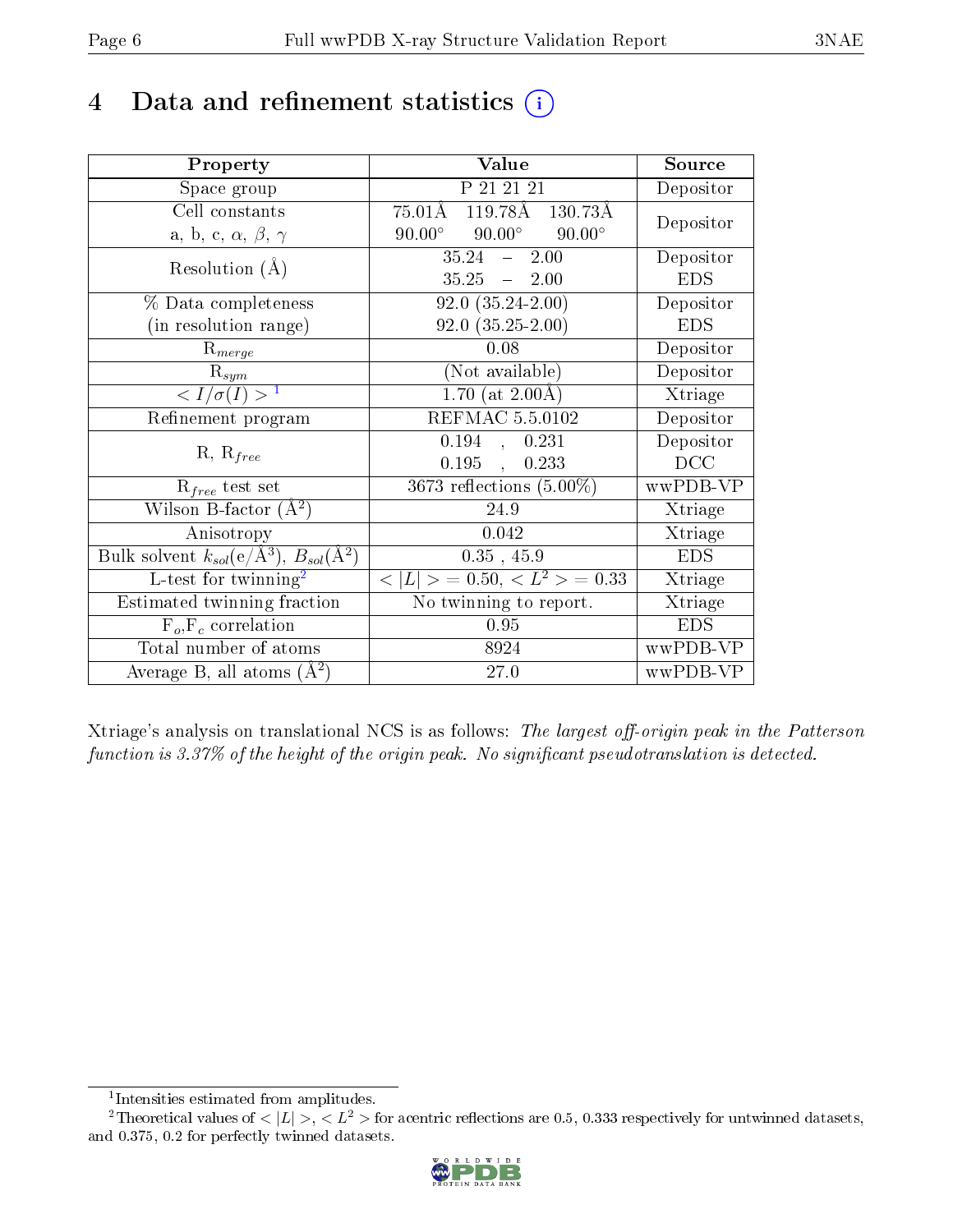# 4 Data and refinement statistics (i)

| Property | Value | Source |
|---|---|---|
| Space group | P 21 21 21 | Depositor |
| Cell constants<br>a, b, c, $\alpha$, $\beta$, $\gamma$ | 75.01Å 119.78Å 130.73Å<br>90.00° 90.00° 90.00° | Depositor |
| Resolution (Å) | 35.24 – 2.00<br>35.25 – 2.00 | Depositor<br>EDS |
| % Data completeness<br>(in resolution range) | 92.0 (35.24-2.00)<br>92.0 (35.25-2.00) | Depositor<br>EDS |
| $R_{merge}$ | 0.08 | Depositor |
| $R_{sym}$ | (Not available) | Depositor |
| $< I/\sigma(I) >$ [1] | 1.70 (at 2.00Å) | Xtriage |
| Refinement program | REFMAC 5.5.0102 | Depositor |
| R, $R_{free}$ | 0.194 , 0.231<br>0.195 , 0.233 | Depositor<br>DCC |
| $R_{free}$ test set | 3673 reflections (5.00%) | wwPDB-VP |
| Wilson B-factor (Å$^2$) | 24.9 | Xtriage |
| Anisotropy | 0.042 | Xtriage |
| Bulk solvent $k_{sol}$(e/Å$^3$), $B_{sol}$(Å$^2$) | 0.35 , 45.9 | EDS |
| L-test for twinning[2] | $< \|L\| >$ = 0.50, $< L^2 >$ = 0.33 | Xtriage |
| Estimated twinning fraction | No twinning to report. | Xtriage |
| $F_o$,$F_c$ correlation | 0.95 | EDS |
| Total number of atoms | 8924 | wwPDB-VP |
| Average B, all atoms (Å$^2$) | 27.0 | wwPDB-VP |

Xtriage's analysis on translational NCS is as follows: *The largest off-origin peak in the Patterson function is 3.37% of the height of the origin peak. No significant pseudotranslation is detected.*

[1] Intensities estimated from amplitudes.

[2] Theoretical values of $< |L| >$, $< L^2 >$ for acentric reflections are 0.5, 0.333 respectively for untwinned datasets, and 0.375, 0.2 for perfectly twinned datasets.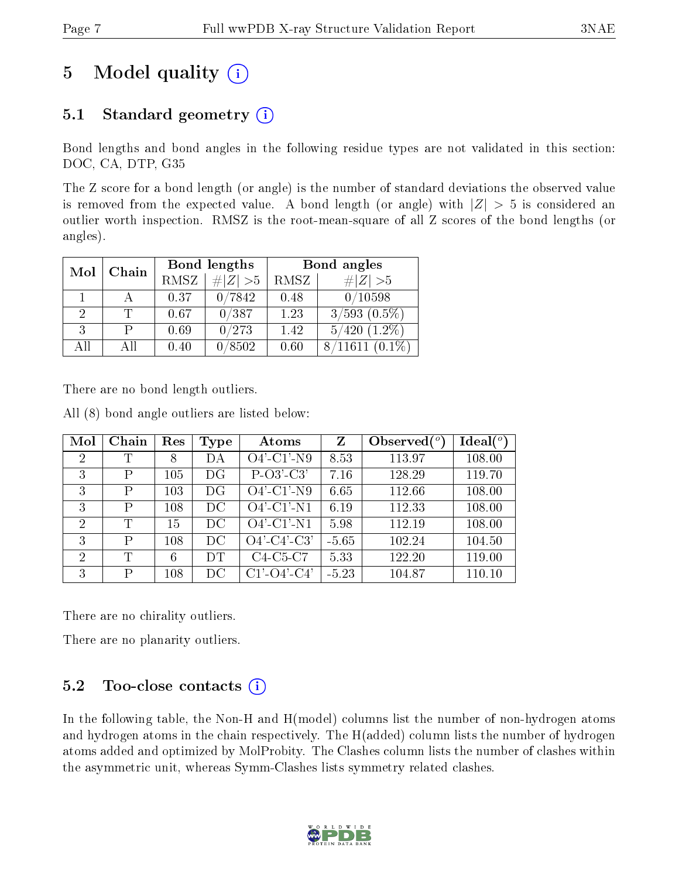# 5 Model quality

## 5.1 Standard geometry

Bond lengths and bond angles in the following residue types are not validated in this section: DOC, CA, DTP, G35

The Z score for a bond length (or angle) is the number of standard deviations the observed value is removed from the expected value. A bond length (or angle) with $|Z| > 5$ is considered an outlier worth inspection. RMSZ is the root-mean-square of all Z scores of the bond lengths (or angles).

| Mol | Chain | Bond lengths | | Bond angles | |
|---|---|---|---|---|---|
| | | RMSZ | $\#\|Z\| > 5$ | RMSZ | $\#\|Z\| > 5$ |
| 1 | A | 0.37 | 0/7842 | 0.48 | 0/10598 |
| 2 | T | 0.67 | 0/387 | 1.23 | 3/593 (0.5%) |
| 3 | P | 0.69 | 0/273 | 1.42 | 5/420 (1.2%) |
| All | All | 0.40 | 0/8502 | 0.60 | 8/11611 (0.1%) |

There are no bond length outliers.

All (8) bond angle outliers are listed below:

| Mol | Chain | Res | Type | Atoms | Z | Observed(°) | Ideal(°) |
|---|---|---|---|---|---|---|---|
| 2 | T | 8 | DA | O4'-C1'-N9 | 8.53 | 113.97 | 108.00 |
| 3 | P | 105 | DG | P-O3'-C3' | 7.16 | 128.29 | 119.70 |
| 3 | P | 103 | DG | O4'-C1'-N9 | 6.65 | 112.66 | 108.00 |
| 3 | P | 108 | DC | O4'-C1'-N1 | 6.19 | 112.33 | 108.00 |
| 2 | T | 15 | DC | O4'-C1'-N1 | 5.98 | 112.19 | 108.00 |
| 3 | P | 108 | DC | O4'-C4'-C3' | -5.65 | 102.24 | 104.50 |
| 2 | T | 6 | DT | C4-C5-C7 | 5.33 | 122.20 | 119.00 |
| 3 | P | 108 | DC | C1'-O4'-C4' | -5.23 | 104.87 | 110.10 |

There are no chirality outliers.

There are no planarity outliers.

## 5.2 Too-close contacts

In the following table, the Non-H and H(model) columns list the number of non-hydrogen atoms and hydrogen atoms in the chain respectively. The H(added) column lists the number of hydrogen atoms added and optimized by MolProbity. The Clashes column lists the number of clashes within the asymmetric unit, whereas Symm-Clashes lists symmetry related clashes.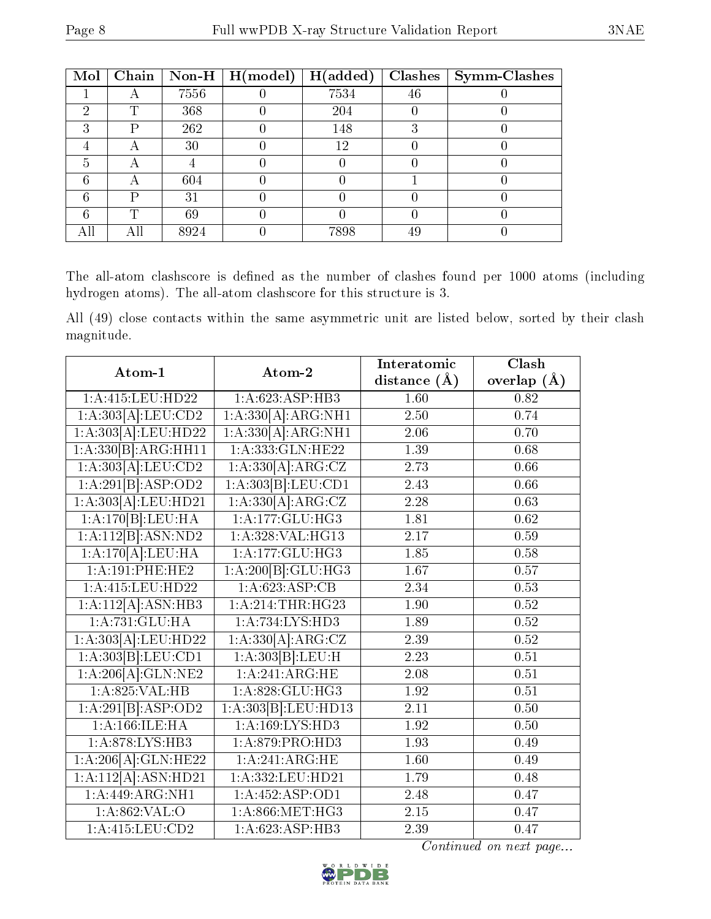| Mol | Chain | Non-H | H(model) | H(added) | Clashes | Symm-Clashes |
|---|---|---|---|---|---|---|
| 1 | A | 7556 | 0 | 7534 | 46 | 0 |
| 2 | T | 368 | 0 | 204 | 0 | 0 |
| 3 | P | 262 | 0 | 148 | 3 | 0 |
| 4 | A | 30 | 0 | 12 | 0 | 0 |
| 5 | A | 4 | 0 | 0 | 0 | 0 |
| 6 | A | 604 | 0 | 0 | 1 | 0 |
| 6 | P | 31 | 0 | 0 | 0 | 0 |
| 6 | T | 69 | 0 | 0 | 0 | 0 |
| All | All | 8924 | 0 | 7898 | 49 | 0 |

The all-atom clashscore is defined as the number of clashes found per 1000 atoms (including hydrogen atoms). The all-atom clashscore for this structure is 3.

All (49) close contacts within the same asymmetric unit are listed below, sorted by their clash magnitude.

| Atom-1 | Atom-2 | Interatomic distance (Å) | Clash overlap (Å) |
|---|---|---|---|
| 1:A:415:LEU:HD22 | 1:A:623:ASP:HB3 | 1.60 | 0.82 |
| 1:A:303[A]:LEU:CD2 | 1:A:330[A]:ARG:NH1 | 2.50 | 0.74 |
| 1:A:303[A]:LEU:HD22 | 1:A:330[A]:ARG:NH1 | 2.06 | 0.70 |
| 1:A:330[B]:ARG:HH11 | 1:A:333:GLN:HE22 | 1.39 | 0.68 |
| 1:A:303[A]:LEU:CD2 | 1:A:330[A]:ARG:CZ | 2.73 | 0.66 |
| 1:A:291[B]:ASP:OD2 | 1:A:303[B]:LEU:CD1 | 2.43 | 0.66 |
| 1:A:303[A]:LEU:HD21 | 1:A:330[A]:ARG:CZ | 2.28 | 0.63 |
| 1:A:170[B]:LEU:HA | 1:A:177:GLU:HG3 | 1.81 | 0.62 |
| 1:A:112[B]:ASN:ND2 | 1:A:328:VAL:HG13 | 2.17 | 0.59 |
| 1:A:170[A]:LEU:HA | 1:A:177:GLU:HG3 | 1.85 | 0.58 |
| 1:A:191:PHE:HE2 | 1:A:200[B]:GLU:HG3 | 1.67 | 0.57 |
| 1:A:415:LEU:HD22 | 1:A:623:ASP:CB | 2.34 | 0.53 |
| 1:A:112[A]:ASN:HB3 | 1:A:214:THR:HG23 | 1.90 | 0.52 |
| 1:A:731:GLU:HA | 1:A:734:LYS:HD3 | 1.89 | 0.52 |
| 1:A:303[A]:LEU:HD22 | 1:A:330[A]:ARG:CZ | 2.39 | 0.52 |
| 1:A:303[B]:LEU:CD1 | 1:A:303[B]:LEU:H | 2.23 | 0.51 |
| 1:A:206[A]:GLN:NE2 | 1:A:241:ARG:HE | 2.08 | 0.51 |
| 1:A:825:VAL:HB | 1:A:828:GLU:HG3 | 1.92 | 0.51 |
| 1:A:291[B]:ASP:OD2 | 1:A:303[B]:LEU:HD13 | 2.11 | 0.50 |
| 1:A:166:ILE:HA | 1:A:169:LYS:HD3 | 1.92 | 0.50 |
| 1:A:878:LYS:HB3 | 1:A:879:PRO:HD3 | 1.93 | 0.49 |
| 1:A:206[A]:GLN:HE22 | 1:A:241:ARG:HE | 1.60 | 0.49 |
| 1:A:112[A]:ASN:HD21 | 1:A:332:LEU:HD21 | 1.79 | 0.48 |
| 1:A:449:ARG:NH1 | 1:A:452:ASP:OD1 | 2.48 | 0.47 |
| 1:A:862:VAL:O | 1:A:866:MET:HG3 | 2.15 | 0.47 |
| 1:A:415:LEU:CD2 | 1:A:623:ASP:HB3 | 2.39 | 0.47 |

*Continued on next page...*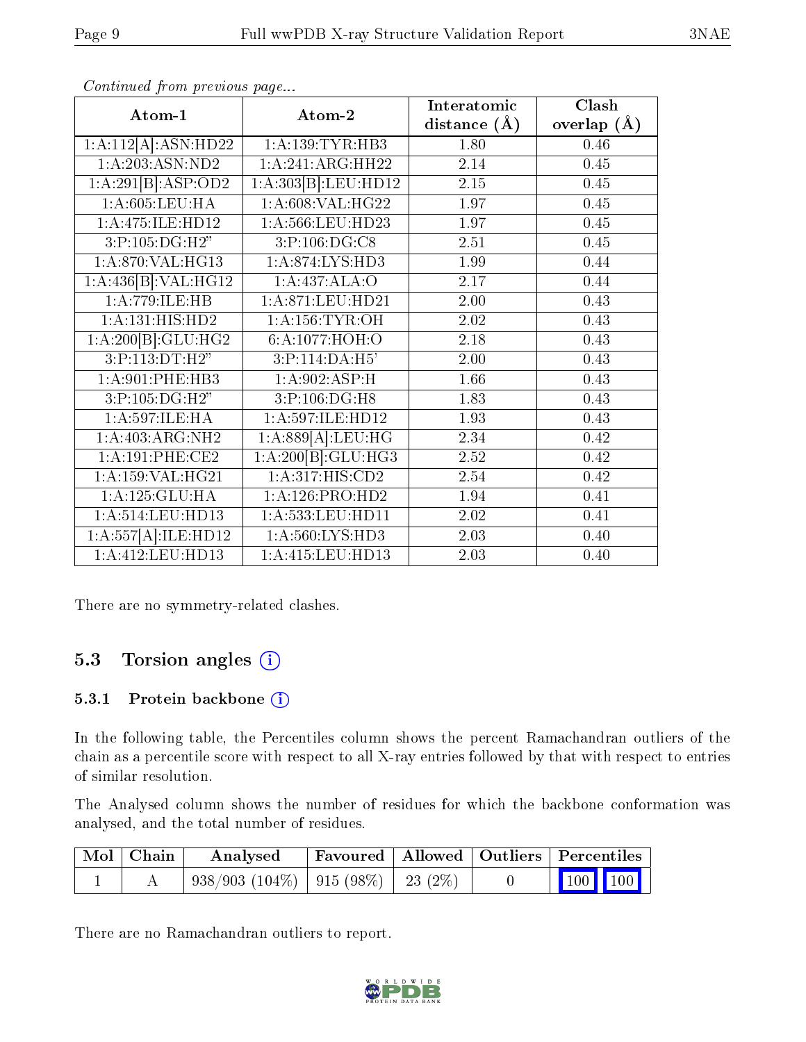*Continued from previous page...*

| Atom-1 | Atom-2 | Interatomic distance (Å) | Clash overlap (Å) |
|---|---|---|---|
| 1:A:112[A]:ASN:HD22 | 1:A:139:TYR:HB3 | 1.80 | 0.46 |
| 1:A:203:ASN:ND2 | 1:A:241:ARG:HH22 | 2.14 | 0.45 |
| 1:A:291[B]:ASP:OD2 | 1:A:303[B]:LEU:HD12 | 2.15 | 0.45 |
| 1:A:605:LEU:HA | 1:A:608:VAL:HG22 | 1.97 | 0.45 |
| 1:A:475:ILE:HD12 | 1:A:566:LEU:HD23 | 1.97 | 0.45 |
| 3:P:105:DG:H2" | 3:P:106:DG:C8 | 2.51 | 0.45 |
| 1:A:870:VAL:HG13 | 1:A:874:LYS:HD3 | 1.99 | 0.44 |
| 1:A:436[B]:VAL:HG12 | 1:A:437:ALA:O | 2.17 | 0.44 |
| 1:A:779:ILE:HB | 1:A:871:LEU:HD21 | 2.00 | 0.43 |
| 1:A:131:HIS:HD2 | 1:A:156:TYR:OH | 2.02 | 0.43 |
| 1:A:200[B]:GLU:HG2 | 6:A:1077:HOH:O | 2.18 | 0.43 |
| 3:P:113:DT:H2" | 3:P:114:DA:H5' | 2.00 | 0.43 |
| 1:A:901:PHE:HB3 | 1:A:902:ASP:H | 1.66 | 0.43 |
| 3:P:105:DG:H2" | 3:P:106:DG:H8 | 1.83 | 0.43 |
| 1:A:597:ILE:HA | 1:A:597:ILE:HD12 | 1.93 | 0.43 |
| 1:A:403:ARG:NH2 | 1:A:889[A]:LEU:HG | 2.34 | 0.42 |
| 1:A:191:PHE:CE2 | 1:A:200[B]:GLU:HG3 | 2.52 | 0.42 |
| 1:A:159:VAL:HG21 | 1:A:317:HIS:CD2 | 2.54 | 0.42 |
| 1:A:125:GLU:HA | 1:A:126:PRO:HD2 | 1.94 | 0.41 |
| 1:A:514:LEU:HD13 | 1:A:533:LEU:HD11 | 2.02 | 0.41 |
| 1:A:557[A]:ILE:HD12 | 1:A:560:LYS:HD3 | 2.03 | 0.40 |
| 1:A:412:LEU:HD13 | 1:A:415:LEU:HD13 | 2.03 | 0.40 |

There are no symmetry-related clashes.

## 5.3 Torsion angles

### 5.3.1 Protein backbone

In the following table, the Percentiles column shows the percent Ramachandran outliers of the chain as a percentile score with respect to all X-ray entries followed by that with respect to entries of similar resolution.

The Analysed column shows the number of residues for which the backbone conformation was analysed, and the total number of residues.

| Mol | Chain | Analysed | Favoured | Allowed | Outliers | Percentiles | |
|---|---|---|---|---|---|---|---|
| 1 | A | 938/903 (104%) | 915 (98%) | 23 (2%) | 0 | 100 | 100 |

There are no Ramachandran outliers to report.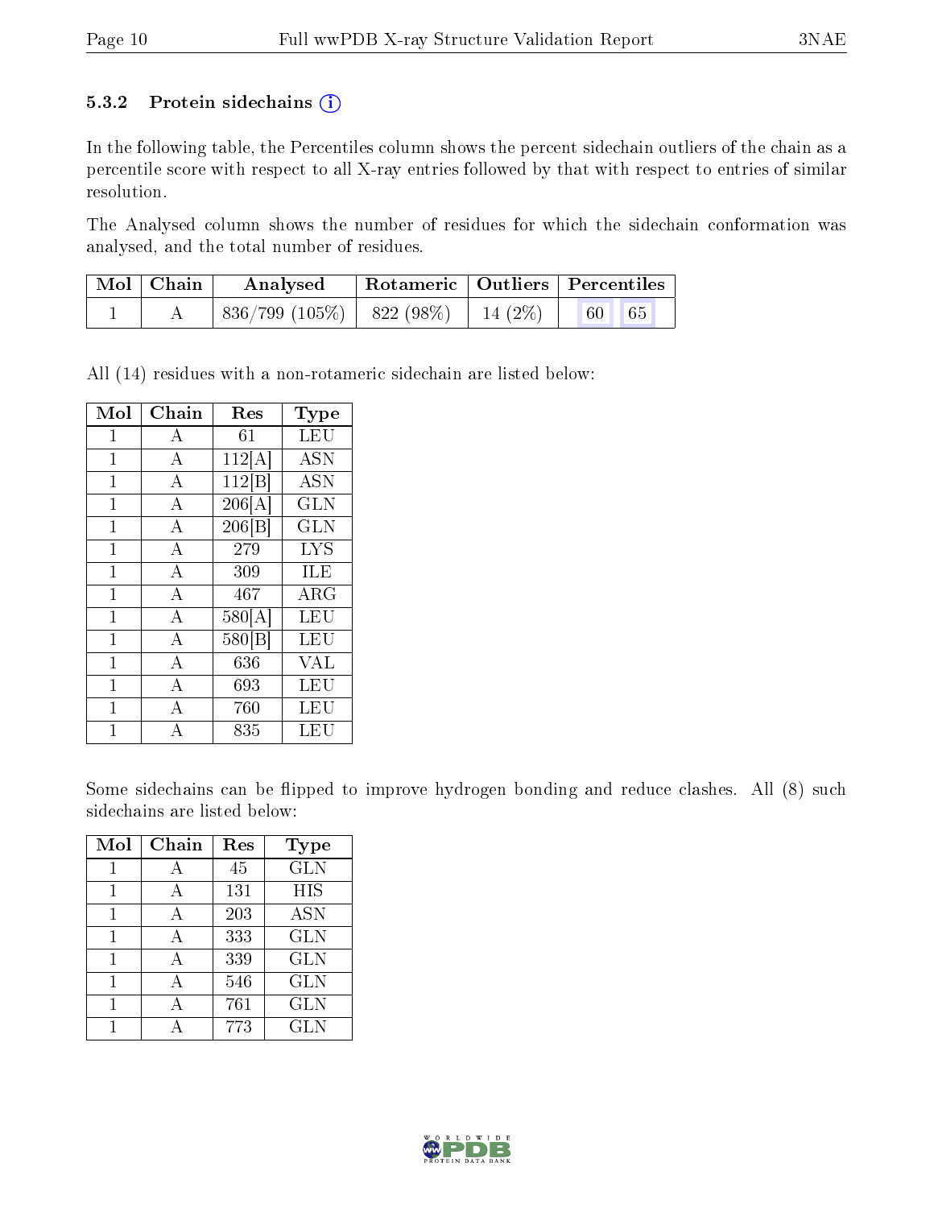### 5.3.2 Protein sidechains (i)

In the following table, the Percentiles column shows the percent sidechain outliers of the chain as a percentile score with respect to all X-ray entries followed by that with respect to entries of similar resolution.

The Analysed column shows the number of residues for which the sidechain conformation was analysed, and the total number of residues.

| Mol | Chain | Analysed | Rotameric | Outliers | Percentiles |
|---|---|---|---|---|---|
| 1 | A | 836/799 (105%) | 822 (98%) | 14 (2%) | 60 65 |

All (14) residues with a non-rotameric sidechain are listed below:

| Mol | Chain | Res | Type |
|---|---|---|---|
| 1 | A | 61 | LEU |
| 1 | A | 112[A] | ASN |
| 1 | A | 112[B] | ASN |
| 1 | A | 206[A] | GLN |
| 1 | A | 206[B] | GLN |
| 1 | A | 279 | LYS |
| 1 | A | 309 | ILE |
| 1 | A | 467 | ARG |
| 1 | A | 580[A] | LEU |
| 1 | A | 580[B] | LEU |
| 1 | A | 636 | VAL |
| 1 | A | 693 | LEU |
| 1 | A | 760 | LEU |
| 1 | A | 835 | LEU |

Some sidechains can be flipped to improve hydrogen bonding and reduce clashes. All (8) such sidechains are listed below:

| Mol | Chain | Res | Type |
|---|---|---|---|
| 1 | A | 45 | GLN |
| 1 | A | 131 | HIS |
| 1 | A | 203 | ASN |
| 1 | A | 333 | GLN |
| 1 | A | 339 | GLN |
| 1 | A | 546 | GLN |
| 1 | A | 761 | GLN |
| 1 | A | 773 | GLN |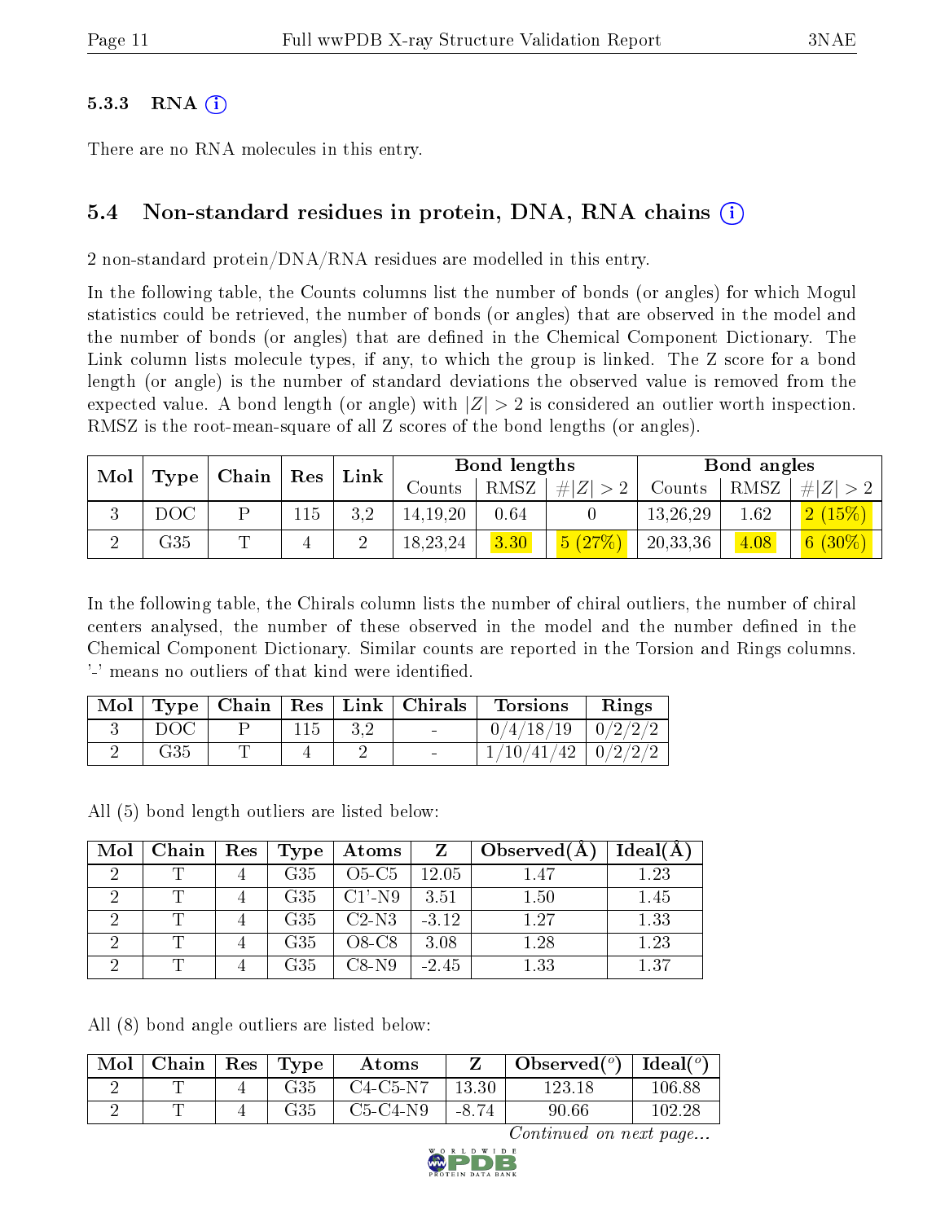### 5.3.3 RNA

There are no RNA molecules in this entry.

## 5.4 Non-standard residues in protein, DNA, RNA chains

2 non-standard protein/DNA/RNA residues are modelled in this entry.

In the following table, the Counts columns list the number of bonds (or angles) for which Mogul statistics could be retrieved, the number of bonds (or angles) that are observed in the model and the number of bonds (or angles) that are defined in the Chemical Component Dictionary. The Link column lists molecule types, if any, to which the group is linked. The Z score for a bond length (or angle) is the number of standard deviations the observed value is removed from the expected value. A bond length (or angle) with $|Z| > 2$ is considered an outlier worth inspection. RMSZ is the root-mean-square of all Z scores of the bond lengths (or angles).

| Mol | Type | Chain | Res | Link | Bond lengths | | | Bond angles | | |
|---|---|---|---|---|---|---|---|---|---|---|
| | | | | | Counts | RMSZ | #\|Z\| > 2 | Counts | RMSZ | #\|Z\| > 2 |
| 3 | DOC | P | 115 | 3,2 | 14,19,20 | 0.64 | 0 | 13,26,29 | 1.62 | 2 (15%) |
| 2 | G35 | T | 4 | 2 | 18,23,24 | 3.30 | 5 (27%) | 20,33,36 | 4.08 | 6 (30%) |

In the following table, the Chirals column lists the number of chiral outliers, the number of chiral centers analysed, the number of these observed in the model and the number defined in the Chemical Component Dictionary. Similar counts are reported in the Torsion and Rings columns. '-' means no outliers of that kind were identified.

| Mol | Type | Chain | Res | Link | Chirals | Torsions | Rings |
|---|---|---|---|---|---|---|---|
| 3 | DOC | P | 115 | 3,2 | - | 0/4/18/19 | 0/2/2/2 |
| 2 | G35 | T | 4 | 2 | - | 1/10/41/42 | 0/2/2/2 |

All (5) bond length outliers are listed below:

| Mol | Chain | Res | Type | Atoms | Z | Observed(Å) | Ideal(Å) |
|---|---|---|---|---|---|---|---|
| 2 | T | 4 | G35 | O5-C5 | 12.05 | 1.47 | 1.23 |
| 2 | T | 4 | G35 | C1'-N9 | 3.51 | 1.50 | 1.45 |
| 2 | T | 4 | G35 | C2-N3 | -3.12 | 1.27 | 1.33 |
| 2 | T | 4 | G35 | O8-C8 | 3.08 | 1.28 | 1.23 |
| 2 | T | 4 | G35 | C8-N9 | -2.45 | 1.33 | 1.37 |

All (8) bond angle outliers are listed below:

| Mol | Chain | Res | Type | Atoms | Z | Observed(°) | Ideal(°) |
|---|---|---|---|---|---|---|---|
| 2 | T | 4 | G35 | C4-C5-N7 | 13.30 | 123.18 | 106.88 |
| 2 | T | 4 | G35 | C5-C4-N9 | -8.74 | 90.66 | 102.28 |

*Continued on next page...*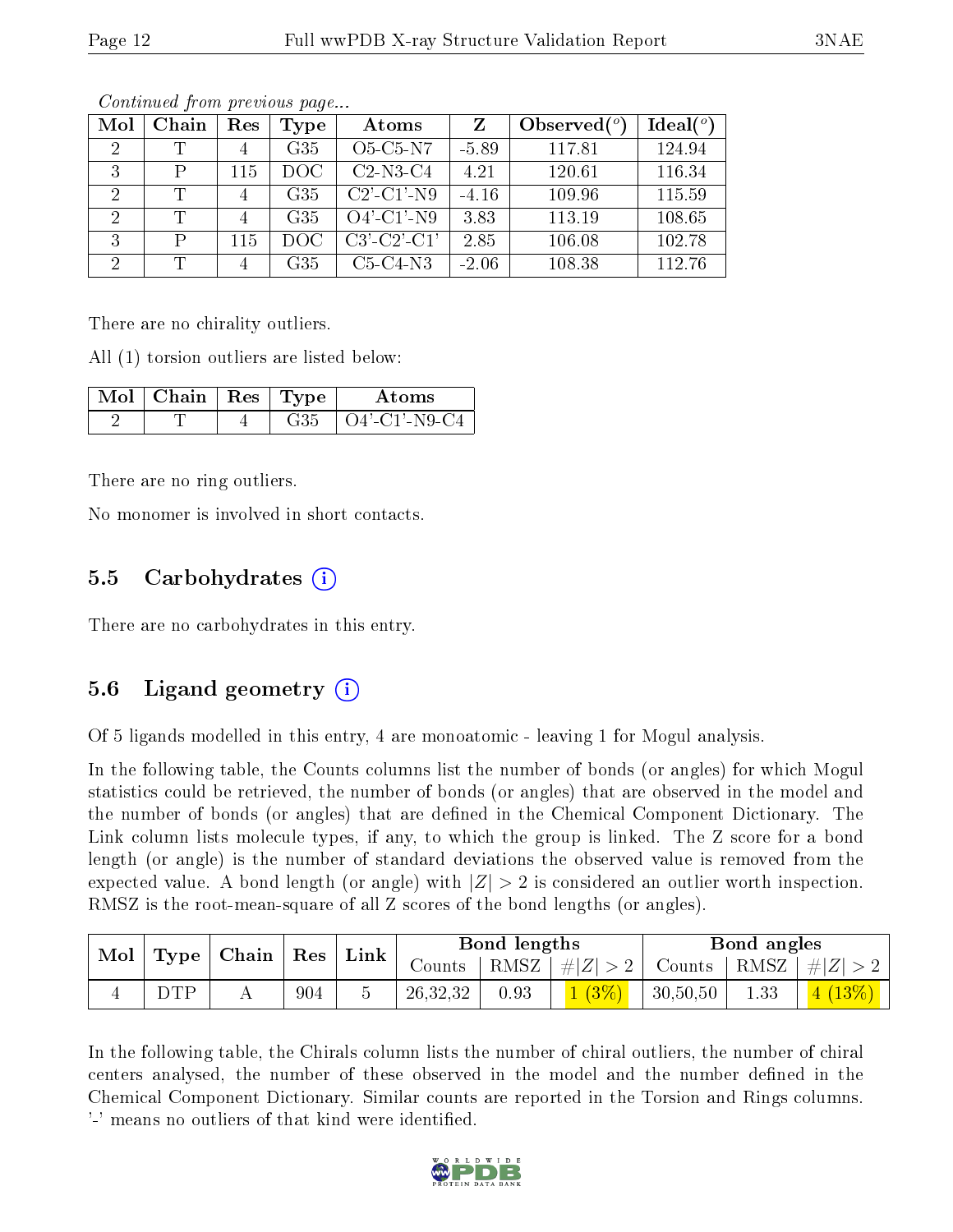*Continued from previous page...*

| Mol | Chain | Res | Type | Atoms | Z | Observed(°) | Ideal(°) |
|---|---|---|---|---|---|---|---|
| 2 | T | 4 | G35 | O5-C5-N7 | -5.89 | 117.81 | 124.94 |
| 3 | P | 115 | DOC | C2-N3-C4 | 4.21 | 120.61 | 116.34 |
| 2 | T | 4 | G35 | C2'-C1'-N9 | -4.16 | 109.96 | 115.59 |
| 2 | T | 4 | G35 | O4'-C1'-N9 | 3.83 | 113.19 | 108.65 |
| 3 | P | 115 | DOC | C3'-C2'-C1' | 2.85 | 106.08 | 102.78 |
| 2 | T | 4 | G35 | C5-C4-N3 | -2.06 | 108.38 | 112.76 |

There are no chirality outliers.

All (1) torsion outliers are listed below:

| Mol | Chain | Res | Type | Atoms |
|---|---|---|---|---|
| 2 | T | 4 | G35 | O4'-C1'-N9-C4 |

There are no ring outliers.

No monomer is involved in short contacts.

### 5.5 Carbohydrates

There are no carbohydrates in this entry.

### 5.6 Ligand geometry

Of 5 ligands modelled in this entry, 4 are monoatomic - leaving 1 for Mogul analysis.

In the following table, the Counts columns list the number of bonds (or angles) for which Mogul statistics could be retrieved, the number of bonds (or angles) that are observed in the model and the number of bonds (or angles) that are defined in the Chemical Component Dictionary. The Link column lists molecule types, if any, to which the group is linked. The Z score for a bond length (or angle) is the number of standard deviations the observed value is removed from the expected value. A bond length (or angle) with $|Z| > 2$ is considered an outlier worth inspection. RMSZ is the root-mean-square of all Z scores of the bond lengths (or angles).

| Mol | Type | Chain | Res | Link | Bond lengths | | | Bond angles | | |
|---|---|---|---|---|---|---|---|---|---|---|
| | | | | | Counts | RMSZ | $\#\|Z\| > 2$ | Counts | RMSZ | $\#\|Z\| > 2$ |
| 4 | DTP | A | 904 | 5 | 26,32,32 | 0.93 | 1 (3%) | 30,50,50 | 1.33 | 4 (13%) |

In the following table, the Chirals column lists the number of chiral outliers, the number of chiral centers analysed, the number of these observed in the model and the number defined in the Chemical Component Dictionary. Similar counts are reported in the Torsion and Rings columns. '-' means no outliers of that kind were identified.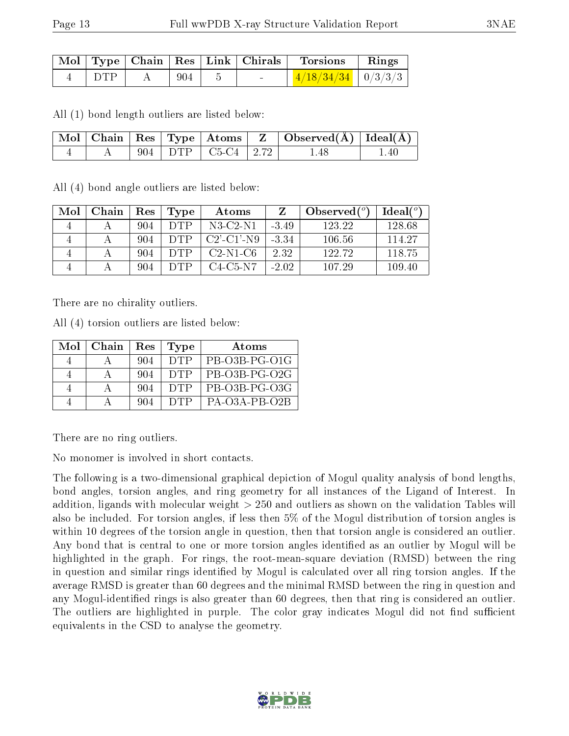| Mol | Type | Chain | Res | Link | Chirals | Torsions | Rings |
|---|---|---|---|---|---|---|---|
| 4 | DTP | A | 904 | 5 | - | 4/18/34/34 | 0/3/3/3 |

All (1) bond length outliers are listed below:

| Mol | Chain | Res | Type | Atoms | Z | Observed(Å) | Ideal(Å) |
|---|---|---|---|---|---|---|---|
| 4 | A | 904 | DTP | C5-C4 | 2.72 | 1.48 | 1.40 |

All (4) bond angle outliers are listed below:

| Mol | Chain | Res | Type | Atoms | Z | Observed($^o$) | Ideal($^o$) |
|---|---|---|---|---|---|---|---|
| 4 | A | 904 | DTP | N3-C2-N1 | -3.49 | 123.22 | 128.68 |
| 4 | A | 904 | DTP | C2'-C1'-N9 | -3.34 | 106.56 | 114.27 |
| 4 | A | 904 | DTP | C2-N1-C6 | 2.32 | 122.72 | 118.75 |
| 4 | A | 904 | DTP | C4-C5-N7 | -2.02 | 107.29 | 109.40 |

There are no chirality outliers.

All (4) torsion outliers are listed below:

| Mol | Chain | Res | Type | Atoms |
|---|---|---|---|---|
| 4 | A | 904 | DTP | PB-O3B-PG-O1G |
| 4 | A | 904 | DTP | PB-O3B-PG-O2G |
| 4 | A | 904 | DTP | PB-O3B-PG-O3G |
| 4 | A | 904 | DTP | PA-O3A-PB-O2B |

There are no ring outliers.

No monomer is involved in short contacts.

The following is a two-dimensional graphical depiction of Mogul quality analysis of bond lengths, bond angles, torsion angles, and ring geometry for all instances of the Ligand of Interest. In addition, ligands with molecular weight > 250 and outliers as shown on the validation Tables will also be included. For torsion angles, if less then 5% of the Mogul distribution of torsion angles is within 10 degrees of the torsion angle in question, then that torsion angle is considered an outlier. Any bond that is central to one or more torsion angles identified as an outlier by Mogul will be highlighted in the graph. For rings, the root-mean-square deviation (RMSD) between the ring in question and similar rings identified by Mogul is calculated over all ring torsion angles. If the average RMSD is greater than 60 degrees and the minimal RMSD between the ring in question and any Mogul-identified rings is also greater than 60 degrees, then that ring is considered an outlier. The outliers are highlighted in purple. The color gray indicates Mogul did not find sufficient equivalents in the CSD to analyse the geometry.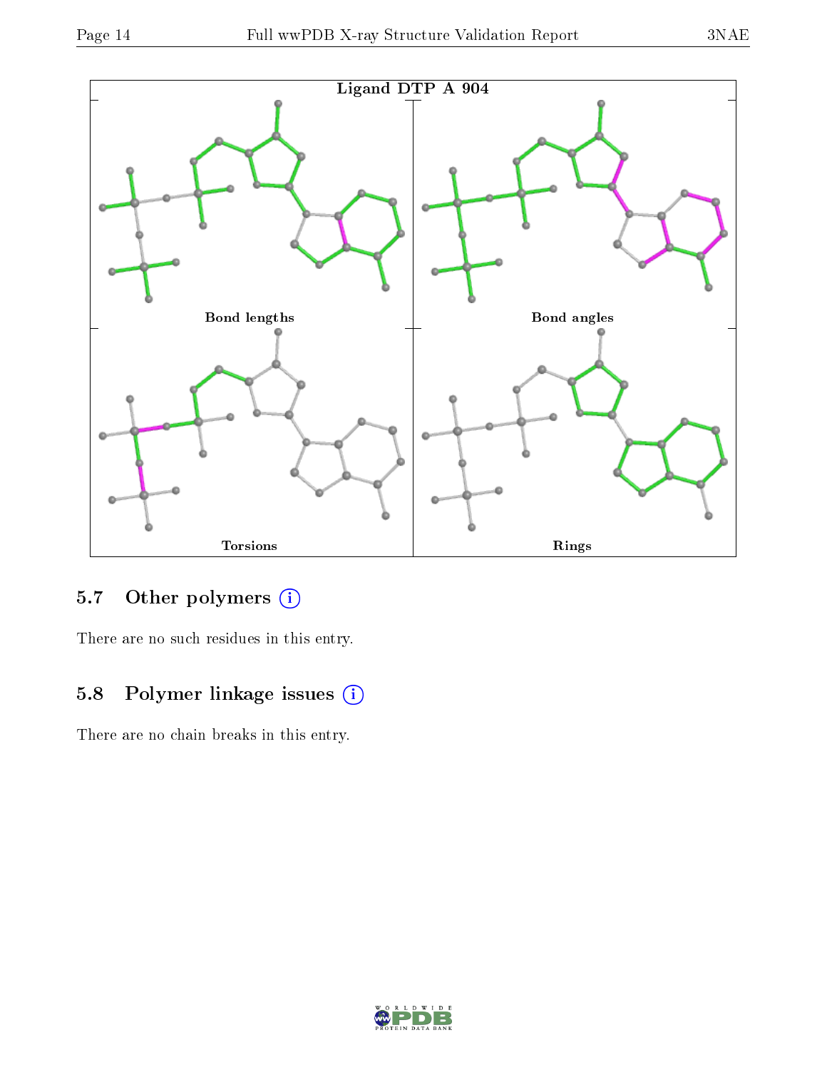Ligand DTP A 904

Bond lengths

Bond angles

Torsions

Rings

## 5.7 Other polymers

There are no such residues in this entry.

## 5.8 Polymer linkage issues

There are no chain breaks in this entry.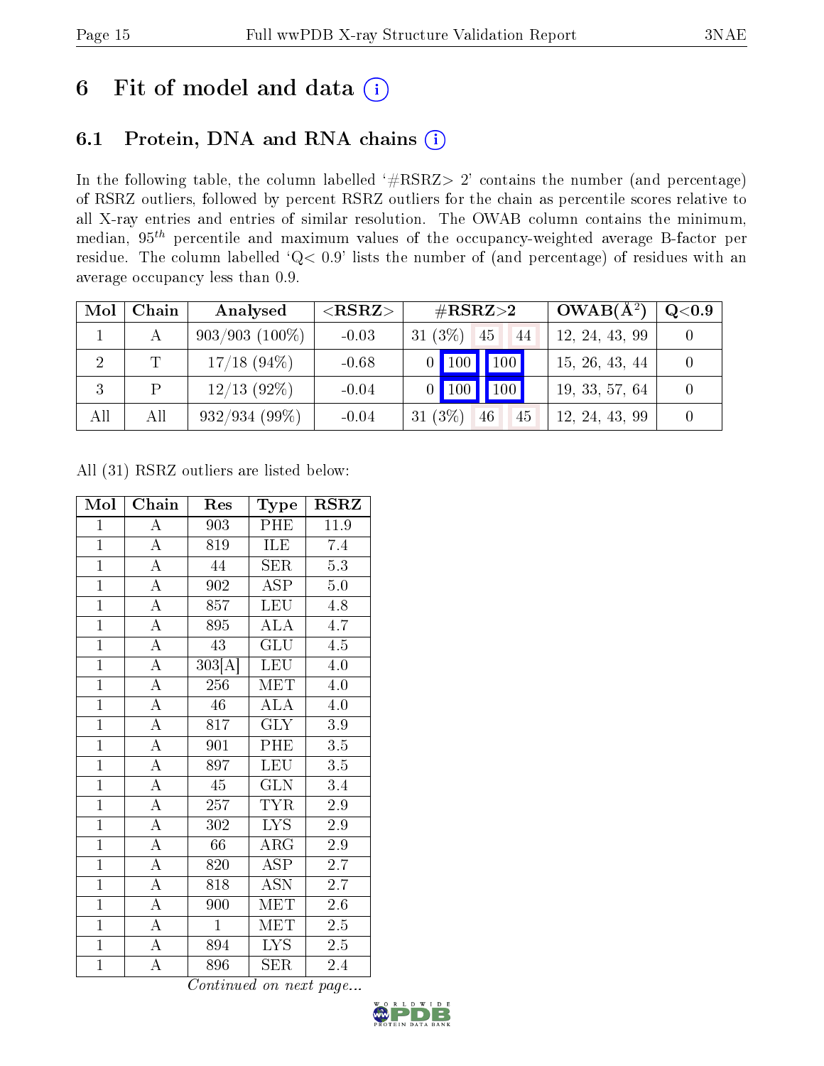# 6 Fit of model and data (i)

## 6.1 Protein, DNA and RNA chains (i)

In the following table, the column labelled '#RSRZ> 2' contains the number (and percentage) of RSRZ outliers, followed by percent RSRZ outliers for the chain as percentile scores relative to all X-ray entries and entries of similar resolution. The OWAB column contains the minimum, median, $95^{th}$ percentile and maximum values of the occupancy-weighted average B-factor per residue. The column labelled 'Q< 0.9' lists the number of (and percentage) of residues with an average occupancy less than 0.9.

| Mol | Chain | Analysed | <RSRZ> | #RSRZ>2 | | | OWAB(Å$^2$) | Q<0.9 |
|---|---|---|---|---|---|---|---|---|
| 1 | A | 903/903 (100%) | -0.03 | 31 (3%) | 45 | 44 | 12, 24, 43, 99 | 0 |
| 2 | T | 17/18 (94%) | -0.68 | 0 | 100 | 100 | 15, 26, 43, 44 | 0 |
| 3 | P | 12/13 (92%) | -0.04 | 0 | 100 | 100 | 19, 33, 57, 64 | 0 |
| All | All | 932/934 (99%) | -0.04 | 31 (3%) | 46 | 45 | 12, 24, 43, 99 | 0 |

All (31) RSRZ outliers are listed below:

| Mol | Chain | Res | Type | RSRZ |
|---|---|---|---|---|
| 1 | A | 903 | PHE | 11.9 |
| 1 | A | 819 | ILE | 7.4 |
| 1 | A | 44 | SER | 5.3 |
| 1 | A | 902 | ASP | 5.0 |
| 1 | A | 857 | LEU | 4.8 |
| 1 | A | 895 | ALA | 4.7 |
| 1 | A | 43 | GLU | 4.5 |
| 1 | A | 303[A] | LEU | 4.0 |
| 1 | A | 256 | MET | 4.0 |
| 1 | A | 46 | ALA | 4.0 |
| 1 | A | 817 | GLY | 3.9 |
| 1 | A | 901 | PHE | 3.5 |
| 1 | A | 897 | LEU | 3.5 |
| 1 | A | 45 | GLN | 3.4 |
| 1 | A | 257 | TYR | 2.9 |
| 1 | A | 302 | LYS | 2.9 |
| 1 | A | 66 | ARG | 2.9 |
| 1 | A | 820 | ASP | 2.7 |
| 1 | A | 818 | ASN | 2.7 |
| 1 | A | 900 | MET | 2.6 |
| 1 | A | 1 | MET | 2.5 |
| 1 | A | 894 | LYS | 2.5 |
| 1 | A | 896 | SER | 2.4 |

*Continued on next page...*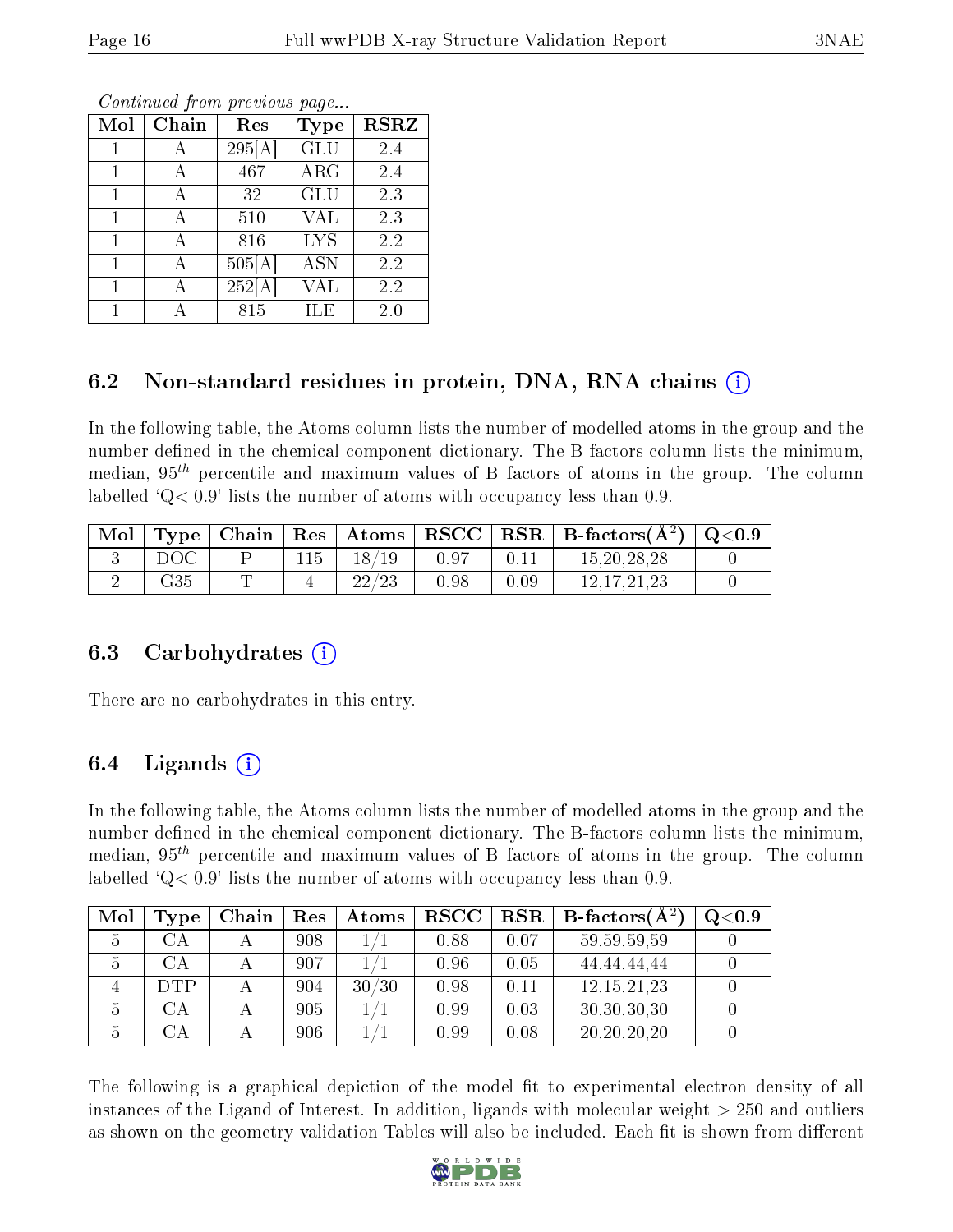*Continued from previous page...*

| Mol | Chain | Res | Type | RSRZ |
|---|---|---|---|---|
| 1 | A | 295[A] | GLU | 2.4 |
| 1 | A | 467 | ARG | 2.4 |
| 1 | A | 32 | GLU | 2.3 |
| 1 | A | 510 | VAL | 2.3 |
| 1 | A | 816 | LYS | 2.2 |
| 1 | A | 505[A] | ASN | 2.2 |
| 1 | A | 252[A] | VAL | 2.2 |
| 1 | A | 815 | ILE | 2.0 |

## 6.2 Non-standard residues in protein, DNA, RNA chains (i)

In the following table, the Atoms column lists the number of modelled atoms in the group and the number defined in the chemical component dictionary. The B-factors column lists the minimum, median, $95^{th}$ percentile and maximum values of B factors of atoms in the group. The column labelled 'Q< 0.9' lists the number of atoms with occupancy less than 0.9.

| Mol | Type | Chain | Res | Atoms | RSCC | RSR | B-factors(Å$^2$) | Q<0.9 |
|---|---|---|---|---|---|---|---|---|
| 3 | DOC | P | 115 | 18/19 | 0.97 | 0.11 | 15,20,28,28 | 0 |
| 2 | G35 | T | 4 | 22/23 | 0.98 | 0.09 | 12,17,21,23 | 0 |

## 6.3 Carbohydrates (i)

There are no carbohydrates in this entry.

## 6.4 Ligands (i)

In the following table, the Atoms column lists the number of modelled atoms in the group and the number defined in the chemical component dictionary. The B-factors column lists the minimum, median, $95^{th}$ percentile and maximum values of B factors of atoms in the group. The column labelled 'Q< 0.9' lists the number of atoms with occupancy less than 0.9.

| Mol | Type | Chain | Res | Atoms | RSCC | RSR | B-factors(Å$^2$) | Q<0.9 |
|---|---|---|---|---|---|---|---|---|
| 5 | CA | A | 908 | 1/1 | 0.88 | 0.07 | 59,59,59,59 | 0 |
| 5 | CA | A | 907 | 1/1 | 0.96 | 0.05 | 44,44,44,44 | 0 |
| 4 | DTP | A | 904 | 30/30 | 0.98 | 0.11 | 12,15,21,23 | 0 |
| 5 | CA | A | 905 | 1/1 | 0.99 | 0.03 | 30,30,30,30 | 0 |
| 5 | CA | A | 906 | 1/1 | 0.99 | 0.08 | 20,20,20,20 | 0 |

The following is a graphical depiction of the model fit to experimental electron density of all instances of the Ligand of Interest. In addition, ligands with molecular weight > 250 and outliers as shown on the geometry validation Tables will also be included. Each fit is shown from different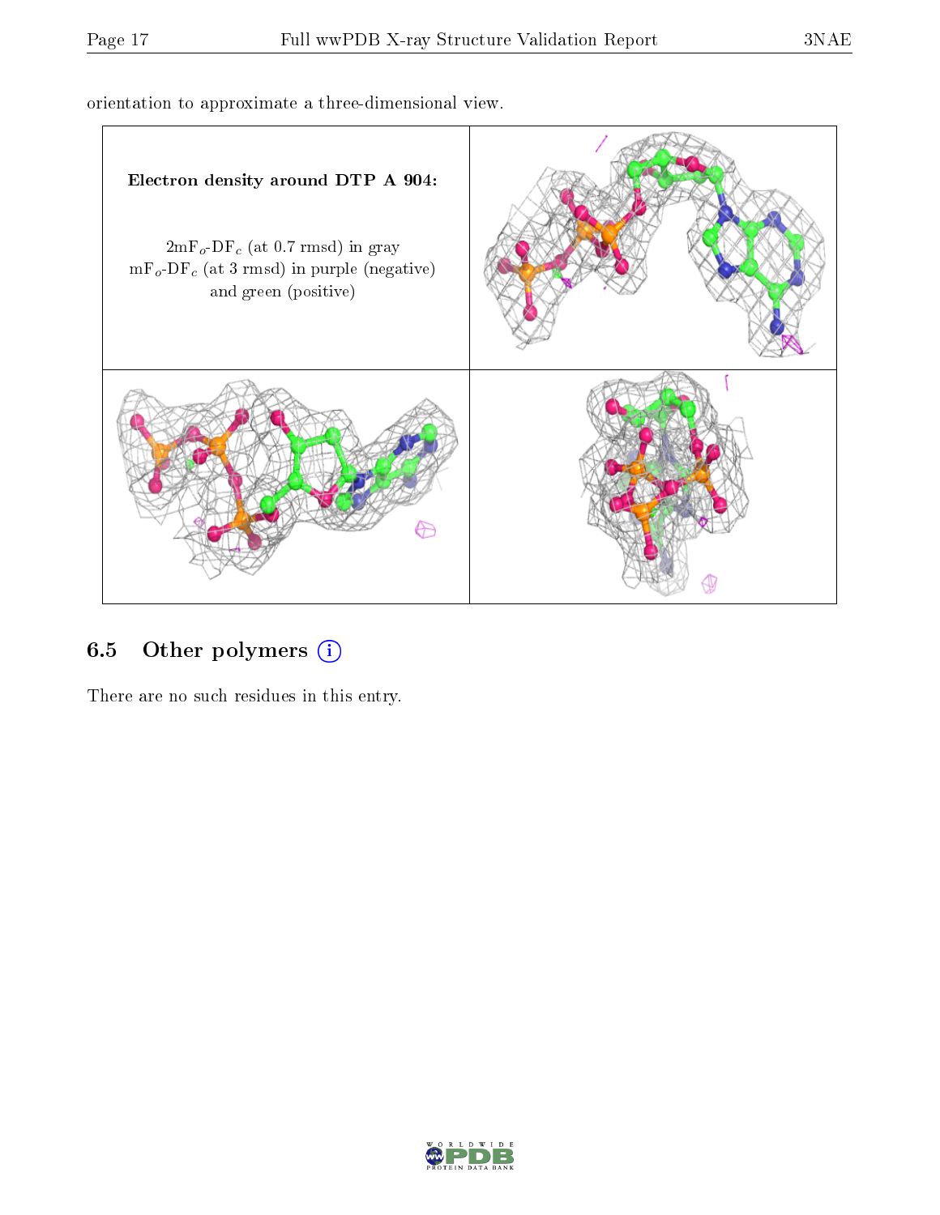orientation to approximate a three-dimensional view.

**Electron density around DTP A 904:**

$2mF_o$-$DF_c$ (at 0.7 rmsd) in gray
$mF_o$-$DF_c$ (at 3 rmsd) in purple (negative) and green (positive)

## 6.5 Other polymers

There are no such residues in this entry.